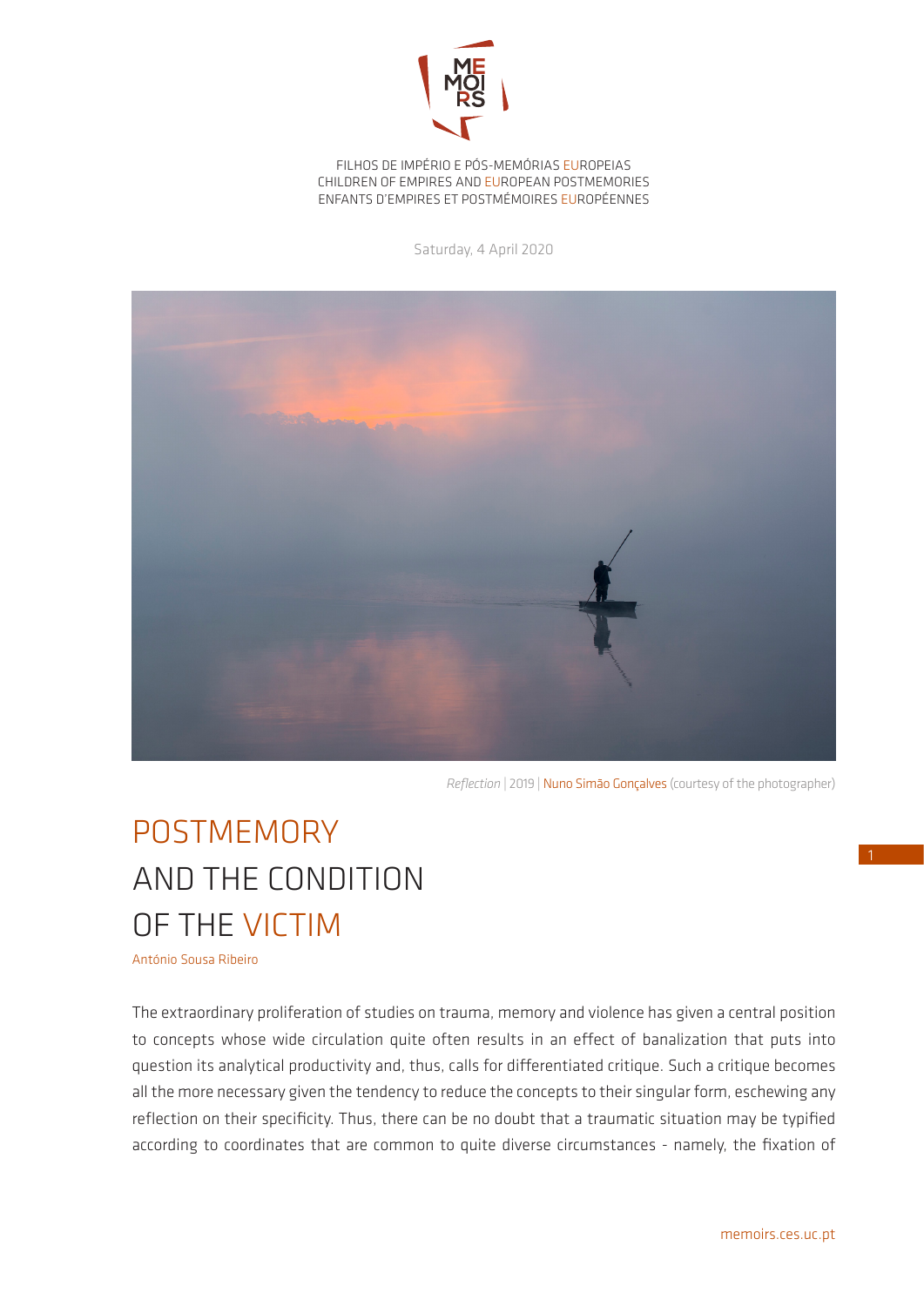FILHOS DE IMPÉRIO E PÓS-MEMÓRIAS EUROPEIAS
CHILDREN OF EMPIRES AND EUROPEAN POSTMEMORIES
ENFANTS D'EMPIRES ET POSTMÉMOIRES EUROPÉENNES

Saturday, 4 April 2020

*Reflection* | 2019 | Nuno Simão Gonçalves (courtesy of the photographer)

# POSTMEMORY AND THE CONDITION OF THE VICTIM

António Sousa Ribeiro

The extraordinary proliferation of studies on trauma, memory and violence has given a central position to concepts whose wide circulation quite often results in an effect of banalization that puts into question its analytical productivity and, thus, calls for differentiated critique. Such a critique becomes all the more necessary given the tendency to reduce the concepts to their singular form, eschewing any reflection on their specificity. Thus, there can be no doubt that a traumatic situation may be typified according to coordinates that are common to quite diverse circumstances - namely, the fixation of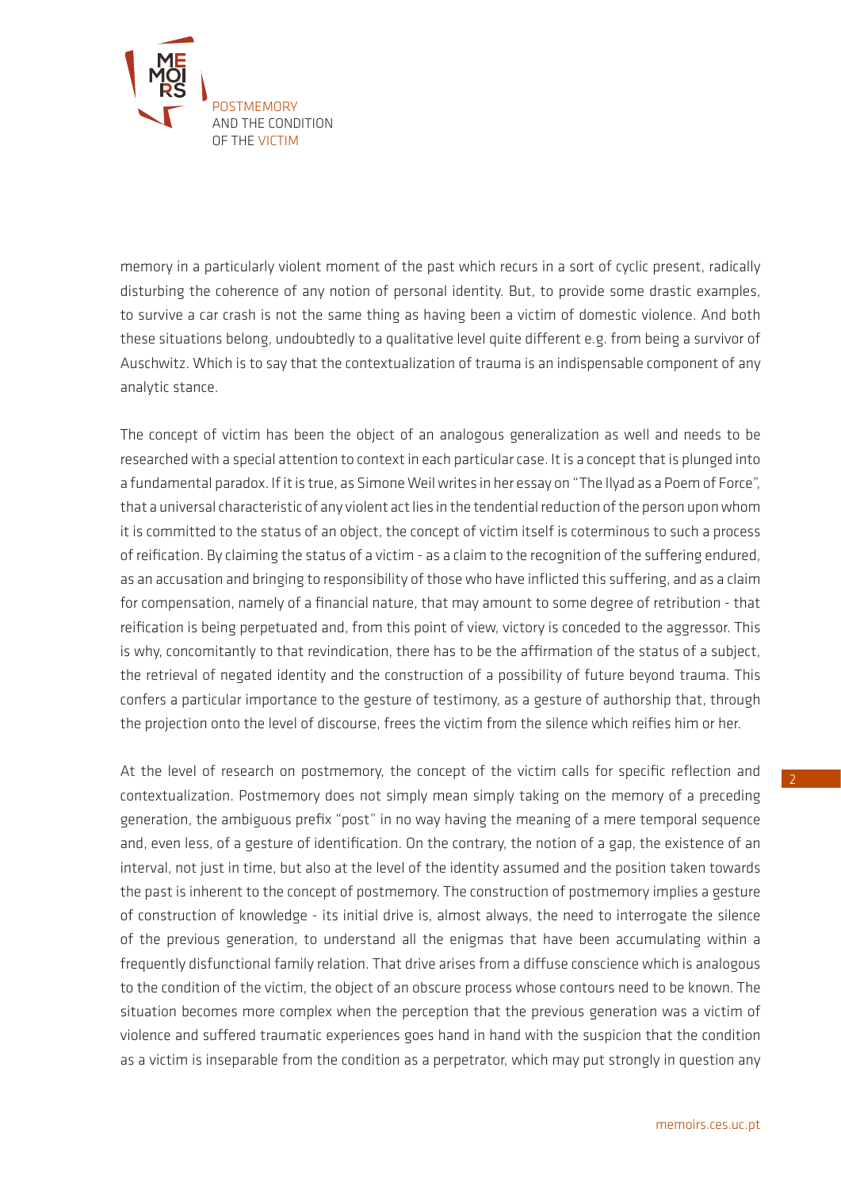memory in a particularly violent moment of the past which recurs in a sort of cyclic present, radically disturbing the coherence of any notion of personal identity. But, to provide some drastic examples, to survive a car crash is not the same thing as having been a victim of domestic violence. And both these situations belong, undoubtedly to a qualitative level quite different e.g. from being a survivor of Auschwitz. Which is to say that the contextualization of trauma is an indispensable component of any analytic stance.

The concept of victim has been the object of an analogous generalization as well and needs to be researched with a special attention to context in each particular case. It is a concept that is plunged into a fundamental paradox. If it is true, as Simone Weil writes in her essay on "The Ilyad as a Poem of Force", that a universal characteristic of any violent act lies in the tendential reduction of the person upon whom it is committed to the status of an object, the concept of victim itself is coterminous to such a process of reification. By claiming the status of a victim - as a claim to the recognition of the suffering endured, as an accusation and bringing to responsibility of those who have inflicted this suffering, and as a claim for compensation, namely of a financial nature, that may amount to some degree of retribution - that reification is being perpetuated and, from this point of view, victory is conceded to the aggressor. This is why, concomitantly to that revindication, there has to be the affirmation of the status of a subject, the retrieval of negated identity and the construction of a possibility of future beyond trauma. This confers a particular importance to the gesture of testimony, as a gesture of authorship that, through the projection onto the level of discourse, frees the victim from the silence which reifies him or her.

At the level of research on postmemory, the concept of the victim calls for specific reflection and contextualization. Postmemory does not simply mean simply taking on the memory of a preceding generation, the ambiguous prefix "post" in no way having the meaning of a mere temporal sequence and, even less, of a gesture of identification. On the contrary, the notion of a gap, the existence of an interval, not just in time, but also at the level of the identity assumed and the position taken towards the past is inherent to the concept of postmemory. The construction of postmemory implies a gesture of construction of knowledge - its initial drive is, almost always, the need to interrogate the silence of the previous generation, to understand all the enigmas that have been accumulating within a frequently disfunctional family relation. That drive arises from a diffuse conscience which is analogous to the condition of the victim, the object of an obscure process whose contours need to be known. The situation becomes more complex when the perception that the previous generation was a victim of violence and suffered traumatic experiences goes hand in hand with the suspicion that the condition as a victim is inseparable from the condition as a perpetrator, which may put strongly in question any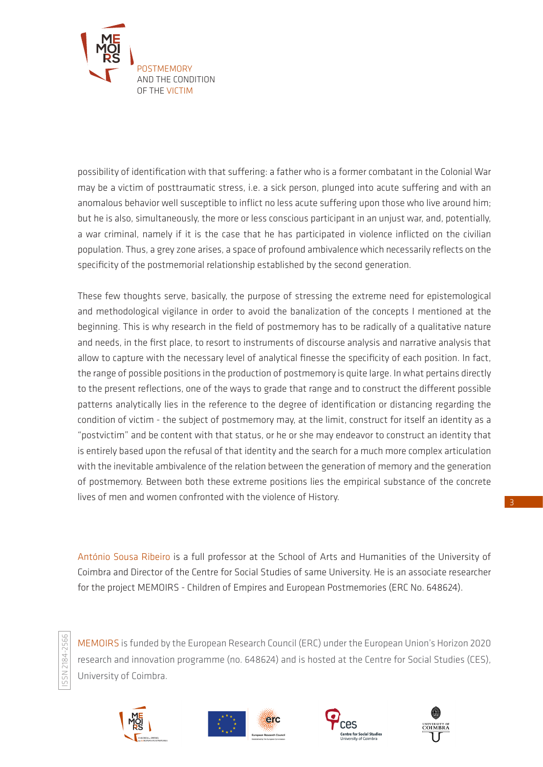possibility of identification with that suffering: a father who is a former combatant in the Colonial War may be a victim of posttraumatic stress, i.e. a sick person, plunged into acute suffering and with an anomalous behavior well susceptible to inflict no less acute suffering upon those who live around him; but he is also, simultaneously, the more or less conscious participant in an unjust war, and, potentially, a war criminal, namely if it is the case that he has participated in violence inflicted on the civilian population. Thus, a grey zone arises, a space of profound ambivalence which necessarily reflects on the specificity of the postmemorial relationship established by the second generation.

These few thoughts serve, basically, the purpose of stressing the extreme need for epistemological and methodological vigilance in order to avoid the banalization of the concepts I mentioned at the beginning. This is why research in the field of postmemory has to be radically of a qualitative nature and needs, in the first place, to resort to instruments of discourse analysis and narrative analysis that allow to capture with the necessary level of analytical finesse the specificity of each position. In fact, the range of possible positions in the production of postmemory is quite large. In what pertains directly to the present reflections, one of the ways to grade that range and to construct the different possible patterns analytically lies in the reference to the degree of identification or distancing regarding the condition of victim - the subject of postmemory may, at the limit, construct for itself an identity as a "postvictim" and be content with that status, or he or she may endeavor to construct an identity that is entirely based upon the refusal of that identity and the search for a much more complex articulation with the inevitable ambivalence of the relation between the generation of memory and the generation of postmemory. Between both these extreme positions lies the empirical substance of the concrete lives of men and women confronted with the violence of History.

António Sousa Ribeiro is a full professor at the School of Arts and Humanities of the University of Coimbra and Director of the Centre for Social Studies of same University. He is an associate researcher for the project MEMOIRS - Children of Empires and European Postmemories (ERC No. 648624).

MEMOIRS is funded by the European Research Council (ERC) under the European Union's Horizon 2020 research and innovation programme (no. 648624) and is hosted at the Centre for Social Studies (CES), University of Coimbra.

ISSN 2184-2566